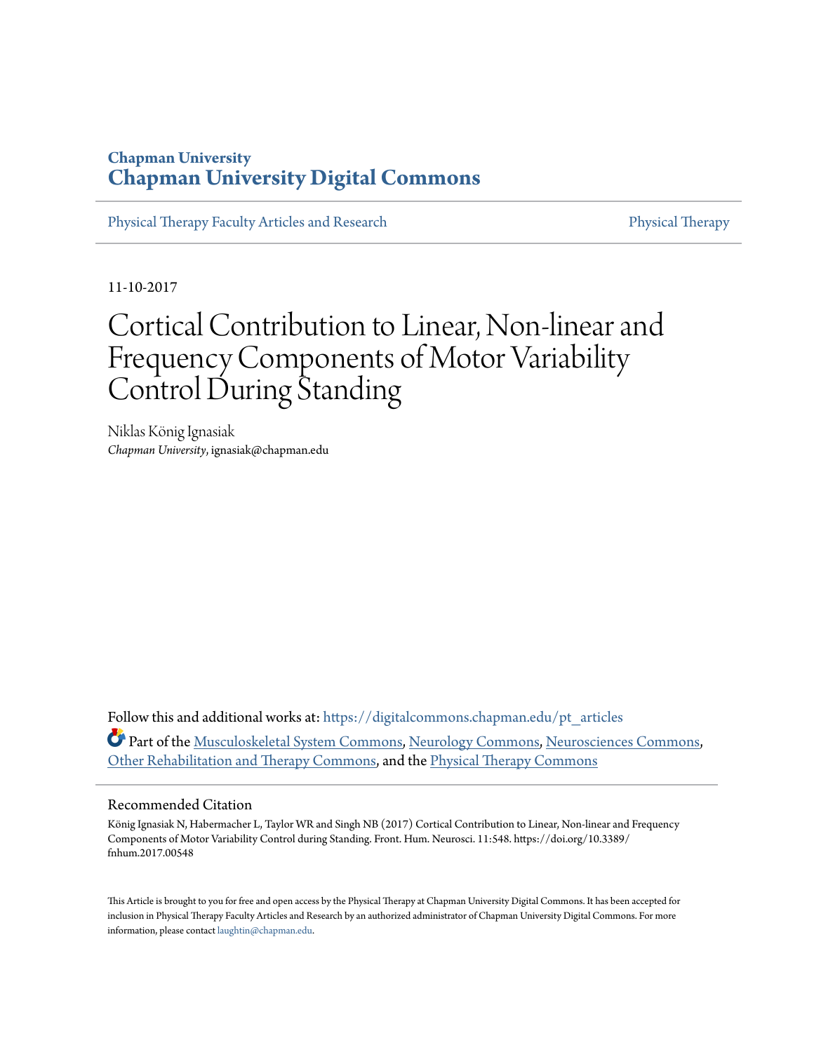Chapman University

# Chapman University Digital Commons

Physical Therapy Faculty Articles and Research

Physical Therapy

11-10-2017

# Cortical Contribution to Linear, Non-linear and Frequency Components of Motor Variability Control During Standing

Niklas König Ignasiak
*Chapman University*, ignasiak@chapman.edu

Follow this and additional works at: https://digitalcommons.chapman.edu/pt_articles

Part of the Musculoskeletal System Commons, Neurology Commons, Neurosciences Commons, Other Rehabilitation and Therapy Commons, and the Physical Therapy Commons

## Recommended Citation

König Ignasiak N, Habermacher L, Taylor WR and Singh NB (2017) Cortical Contribution to Linear, Non-linear and Frequency Components of Motor Variability Control during Standing. Front. Hum. Neurosci. 11:548. https://doi.org/10.3389/fnhum.2017.00548

This Article is brought to you for free and open access by the Physical Therapy at Chapman University Digital Commons. It has been accepted for inclusion in Physical Therapy Faculty Articles and Research by an authorized administrator of Chapman University Digital Commons. For more information, please contact laughtin@chapman.edu.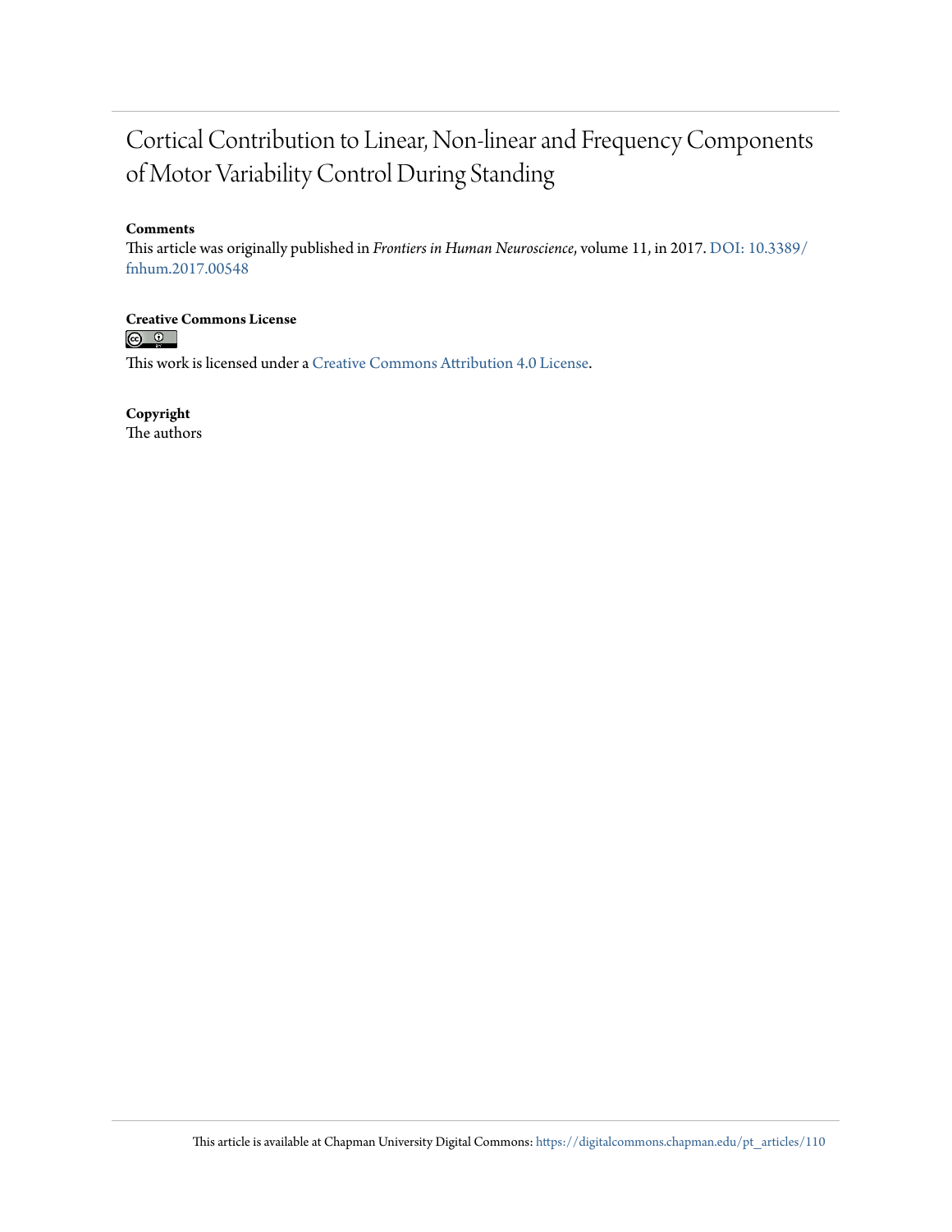# Cortical Contribution to Linear, Non-linear and Frequency Components of Motor Variability Control During Standing

**Comments**

This article was originally published in *Frontiers in Human Neuroscience*, volume 11, in 2017. DOI: 10.3389/fnhum.2017.00548

**Creative Commons License**

This work is licensed under a Creative Commons Attribution 4.0 License.

**Copyright**

The authors

This article is available at Chapman University Digital Commons: https://digitalcommons.chapman.edu/pt_articles/110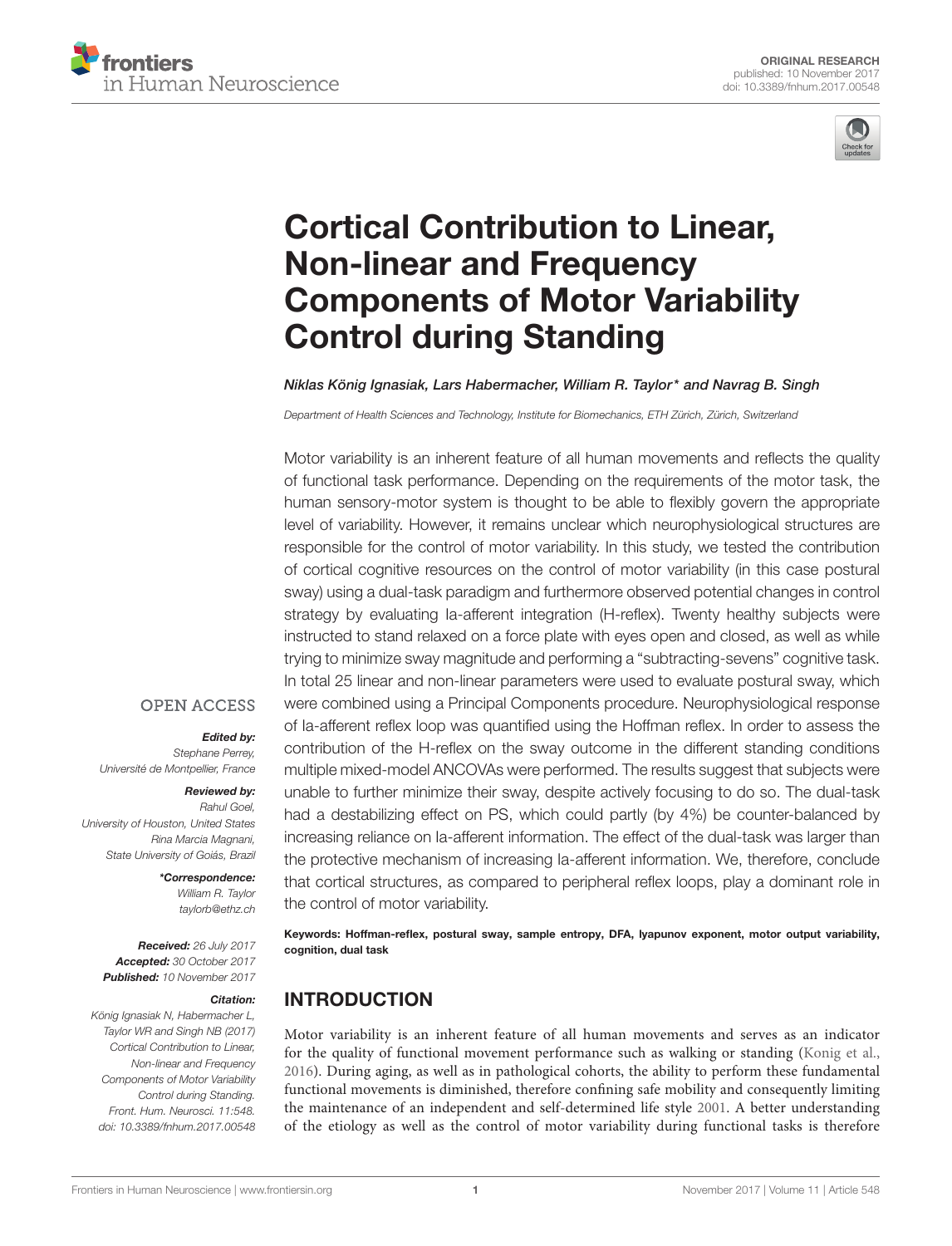# Cortical Contribution to Linear, Non-linear and Frequency Components of Motor Variability Control during Standing

*Niklas König Ignasiak, Lars Habermacher, William R. Taylor\* and Navrag B. Singh*

*Department of Health Sciences and Technology, Institute for Biomechanics, ETH Zürich, Zürich, Switzerland*

Motor variability is an inherent feature of all human movements and reflects the quality of functional task performance. Depending on the requirements of the motor task, the human sensory-motor system is thought to be able to flexibly govern the appropriate level of variability. However, it remains unclear which neurophysiological structures are responsible for the control of motor variability. In this study, we tested the contribution of cortical cognitive resources on the control of motor variability (in this case postural sway) using a dual-task paradigm and furthermore observed potential changes in control strategy by evaluating Ia-afferent integration (H-reflex). Twenty healthy subjects were instructed to stand relaxed on a force plate with eyes open and closed, as well as while trying to minimize sway magnitude and performing a "subtracting-sevens" cognitive task. In total 25 linear and non-linear parameters were used to evaluate postural sway, which were combined using a Principal Components procedure. Neurophysiological response of Ia-afferent reflex loop was quantified using the Hoffman reflex. In order to assess the contribution of the H-reflex on the sway outcome in the different standing conditions multiple mixed-model ANCOVAs were performed. The results suggest that subjects were unable to further minimize their sway, despite actively focusing to do so. The dual-task had a destabilizing effect on PS, which could partly (by 4%) be counter-balanced by increasing reliance on Ia-afferent information. The effect of the dual-task was larger than the protective mechanism of increasing Ia-afferent information. We, therefore, conclude that cortical structures, as compared to peripheral reflex loops, play a dominant role in the control of motor variability.

**Keywords: Hoffman-reflex, postural sway, sample entropy, DFA, lyapunov exponent, motor output variability, cognition, dual task**

OPEN ACCESS

***Edited by:***
*Stephane Perrey,*
*Université de Montpellier, France*

***Reviewed by:***
*Rahul Goel,*
*University of Houston, United States*
*Rina Marcia Magnani,*
*State University of Goiás, Brazil*

***\*Correspondence:***
*William R. Taylor*
*taylorb@ethz.ch*

***Received:*** *26 July 2017*
***Accepted:*** *30 October 2017*
***Published:*** *10 November 2017*

***Citation:***
*König Ignasiak N, Habermacher L, Taylor WR and Singh NB (2017) Cortical Contribution to Linear, Non-linear and Frequency Components of Motor Variability Control during Standing. Front. Hum. Neurosci. 11:548. doi: 10.3389/fnhum.2017.00548*

## INTRODUCTION

Motor variability is an inherent feature of all human movements and serves as an indicator for the quality of functional movement performance such as walking or standing (Konig et al., 2016). During aging, as well as in pathological cohorts, the ability to perform these fundamental functional movements is diminished, therefore confining safe mobility and consequently limiting the maintenance of an independent and self-determined life style 2001. A better understanding of the etiology as well as the control of motor variability during functional tasks is therefore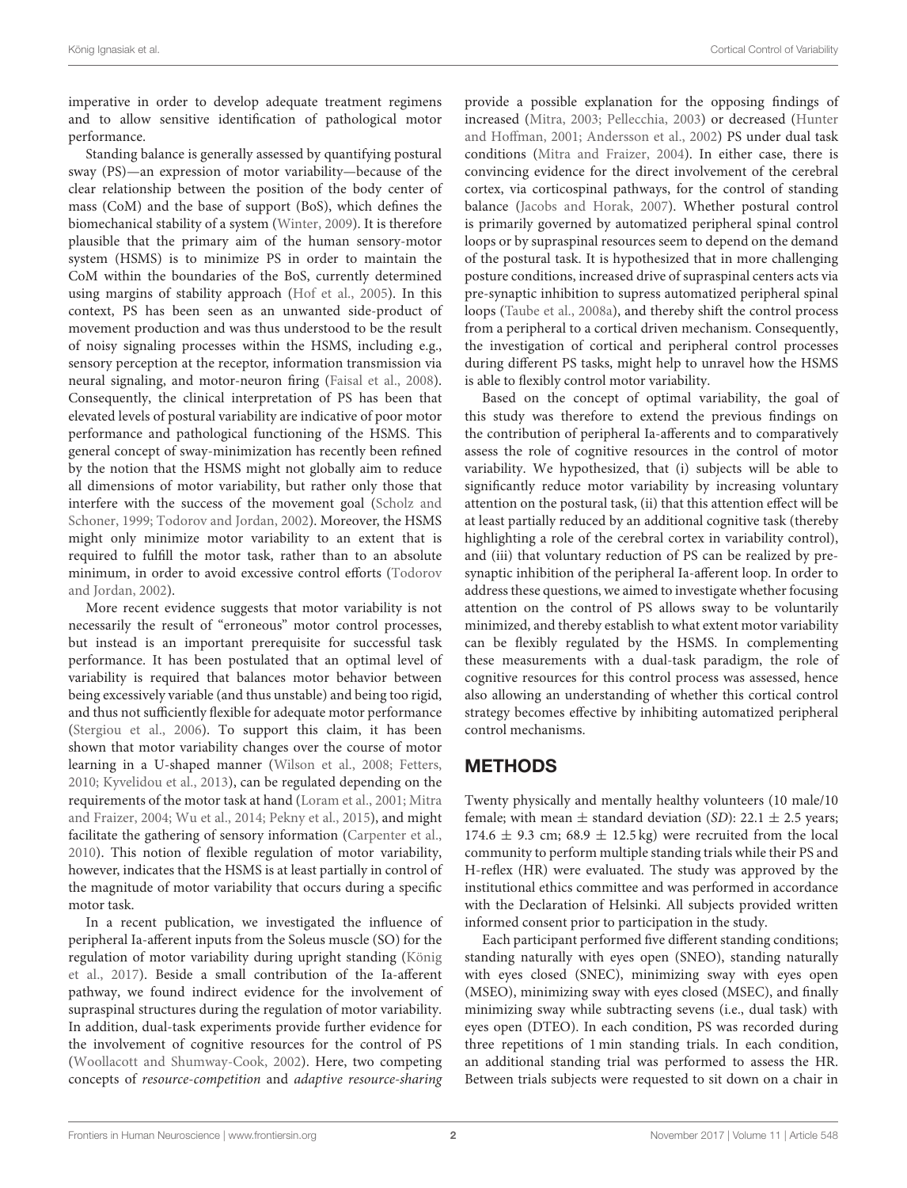imperative in order to develop adequate treatment regimens and to allow sensitive identification of pathological motor performance.

Standing balance is generally assessed by quantifying postural sway (PS)—an expression of motor variability—because of the clear relationship between the position of the body center of mass (CoM) and the base of support (BoS), which defines the biomechanical stability of a system (Winter, 2009). It is therefore plausible that the primary aim of the human sensory-motor system (HSMS) is to minimize PS in order to maintain the CoM within the boundaries of the BoS, currently determined using margins of stability approach (Hof et al., 2005). In this context, PS has been seen as an unwanted side-product of movement production and was thus understood to be the result of noisy signaling processes within the HSMS, including e.g., sensory perception at the receptor, information transmission via neural signaling, and motor-neuron firing (Faisal et al., 2008). Consequently, the clinical interpretation of PS has been that elevated levels of postural variability are indicative of poor motor performance and pathological functioning of the HSMS. This general concept of sway-minimization has recently been refined by the notion that the HSMS might not globally aim to reduce all dimensions of motor variability, but rather only those that interfere with the success of the movement goal (Scholz and Schoner, 1999; Todorov and Jordan, 2002). Moreover, the HSMS might only minimize motor variability to an extent that is required to fulfill the motor task, rather than to an absolute minimum, in order to avoid excessive control efforts (Todorov and Jordan, 2002).

More recent evidence suggests that motor variability is not necessarily the result of "erroneous" motor control processes, but instead is an important prerequisite for successful task performance. It has been postulated that an optimal level of variability is required that balances motor behavior between being excessively variable (and thus unstable) and being too rigid, and thus not sufficiently flexible for adequate motor performance (Stergiou et al., 2006). To support this claim, it has been shown that motor variability changes over the course of motor learning in a U-shaped manner (Wilson et al., 2008; Fetters, 2010; Kyvelidou et al., 2013), can be regulated depending on the requirements of the motor task at hand (Loram et al., 2001; Mitra and Fraizer, 2004; Wu et al., 2014; Pekny et al., 2015), and might facilitate the gathering of sensory information (Carpenter et al., 2010). This notion of flexible regulation of motor variability, however, indicates that the HSMS is at least partially in control of the magnitude of motor variability that occurs during a specific motor task.

In a recent publication, we investigated the influence of peripheral Ia-afferent inputs from the Soleus muscle (SO) for the regulation of motor variability during upright standing (König et al., 2017). Beside a small contribution of the Ia-afferent pathway, we found indirect evidence for the involvement of supraspinal structures during the regulation of motor variability. In addition, dual-task experiments provide further evidence for the involvement of cognitive resources for the control of PS (Woollacott and Shumway-Cook, 2002). Here, two competing concepts of *resource-competition* and *adaptive resource-sharing* provide a possible explanation for the opposing findings of increased (Mitra, 2003; Pellecchia, 2003) or decreased (Hunter and Hoffman, 2001; Andersson et al., 2002) PS under dual task conditions (Mitra and Fraizer, 2004). In either case, there is convincing evidence for the direct involvement of the cerebral cortex, via corticospinal pathways, for the control of standing balance (Jacobs and Horak, 2007). Whether postural control is primarily governed by automatized peripheral spinal control loops or by supraspinal resources seem to depend on the demand of the postural task. It is hypothesized that in more challenging posture conditions, increased drive of supraspinal centers acts via pre-synaptic inhibition to supress automatized peripheral spinal loops (Taube et al., 2008a), and thereby shift the control process from a peripheral to a cortical driven mechanism. Consequently, the investigation of cortical and peripheral control processes during different PS tasks, might help to unravel how the HSMS is able to flexibly control motor variability.

Based on the concept of optimal variability, the goal of this study was therefore to extend the previous findings on the contribution of peripheral Ia-afferents and to comparatively assess the role of cognitive resources in the control of motor variability. We hypothesized, that (i) subjects will be able to significantly reduce motor variability by increasing voluntary attention on the postural task, (ii) that this attention effect will be at least partially reduced by an additional cognitive task (thereby highlighting a role of the cerebral cortex in variability control), and (iii) that voluntary reduction of PS can be realized by pre-synaptic inhibition of the peripheral Ia-afferent loop. In order to address these questions, we aimed to investigate whether focusing attention on the control of PS allows sway to be voluntarily minimized, and thereby establish to what extent motor variability can be flexibly regulated by the HSMS. In complementing these measurements with a dual-task paradigm, the role of cognitive resources for this control process was assessed, hence also allowing an understanding of whether this cortical control strategy becomes effective by inhibiting automatized peripheral control mechanisms.

## METHODS

Twenty physically and mentally healthy volunteers (10 male/10 female; with mean ± standard deviation (*SD*): 22.1 ± 2.5 years; 174.6 ± 9.3 cm; 68.9 ± 12.5 kg) were recruited from the local community to perform multiple standing trials while their PS and H-reflex (HR) were evaluated. The study was approved by the institutional ethics committee and was performed in accordance with the Declaration of Helsinki. All subjects provided written informed consent prior to participation in the study.

Each participant performed five different standing conditions; standing naturally with eyes open (SNEO), standing naturally with eyes closed (SNEC), minimizing sway with eyes open (MSEO), minimizing sway with eyes closed (MSEC), and finally minimizing sway while subtracting sevens (i.e., dual task) with eyes open (DTEO). In each condition, PS was recorded during three repetitions of 1 min standing trials. In each condition, an additional standing trial was performed to assess the HR. Between trials subjects were requested to sit down on a chair in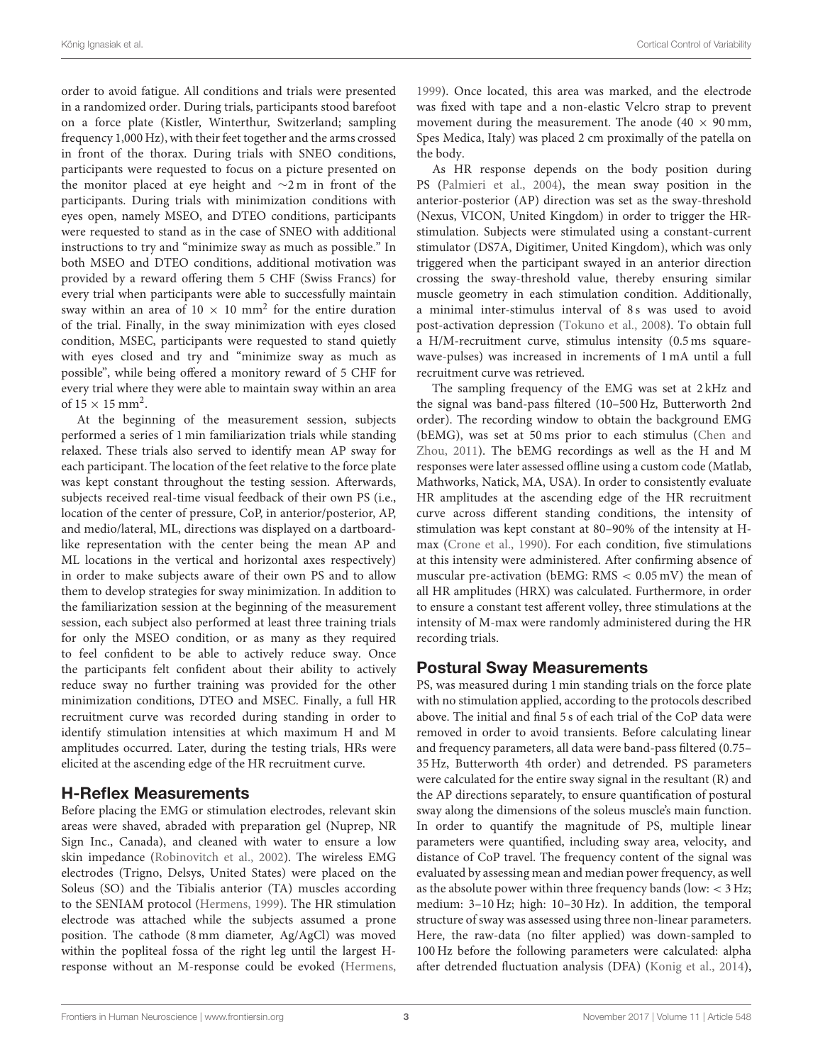order to avoid fatigue. All conditions and trials were presented in a randomized order. During trials, participants stood barefoot on a force plate (Kistler, Winterthur, Switzerland; sampling frequency 1,000 Hz), with their feet together and the arms crossed in front of the thorax. During trials with SNEO conditions, participants were requested to focus on a picture presented on the monitor placed at eye height and ∼2 m in front of the participants. During trials with minimization conditions with eyes open, namely MSEO, and DTEO conditions, participants were requested to stand as in the case of SNEO with additional instructions to try and "minimize sway as much as possible." In both MSEO and DTEO conditions, additional motivation was provided by a reward offering them 5 CHF (Swiss Francs) for every trial when participants were able to successfully maintain sway within an area of 10 × 10 $mm^2$ for the entire duration of the trial. Finally, in the sway minimization with eyes closed condition, MSEC, participants were requested to stand quietly with eyes closed and try and "minimize sway as much as possible", while being offered a monitory reward of 5 CHF for every trial where they were able to maintain sway within an area of 15 × 15 $mm^2$.

At the beginning of the measurement session, subjects performed a series of 1 min familiarization trials while standing relaxed. These trials also served to identify mean AP sway for each participant. The location of the feet relative to the force plate was kept constant throughout the testing session. Afterwards, subjects received real-time visual feedback of their own PS (i.e., location of the center of pressure, CoP, in anterior/posterior, AP, and medio/lateral, ML, directions was displayed on a dartboard-like representation with the center being the mean AP and ML locations in the vertical and horizontal axes respectively) in order to make subjects aware of their own PS and to allow them to develop strategies for sway minimization. In addition to the familiarization session at the beginning of the measurement session, each subject also performed at least three training trials for only the MSEO condition, or as many as they required to feel confident to be able to actively reduce sway. Once the participants felt confident about their ability to actively reduce sway no further training was provided for the other minimization conditions, DTEO and MSEC. Finally, a full HR recruitment curve was recorded during standing in order to identify stimulation intensities at which maximum H and M amplitudes occurred. Later, during the testing trials, HRs were elicited at the ascending edge of the HR recruitment curve.

## H-Reflex Measurements

Before placing the EMG or stimulation electrodes, relevant skin areas were shaved, abraded with preparation gel (Nuprep, NR Sign Inc., Canada), and cleaned with water to ensure a low skin impedance (Robinovitch et al., 2002). The wireless EMG electrodes (Trigno, Delsys, United States) were placed on the Soleus (SO) and the Tibialis anterior (TA) muscles according to the SENIAM protocol (Hermens, 1999). The HR stimulation electrode was attached while the subjects assumed a prone position. The cathode (8 mm diameter, Ag/AgCl) was moved within the popliteal fossa of the right leg until the largest H-response without an M-response could be evoked (Hermens, 1999). Once located, this area was marked, and the electrode was fixed with tape and a non-elastic Velcro strap to prevent movement during the measurement. The anode (40 × 90 mm, Spes Medica, Italy) was placed 2 cm proximally of the patella on the body.

As HR response depends on the body position during PS (Palmieri et al., 2004), the mean sway position in the anterior-posterior (AP) direction was set as the sway-threshold (Nexus, VICON, United Kingdom) in order to trigger the HR-stimulation. Subjects were stimulated using a constant-current stimulator (DS7A, Digitimer, United Kingdom), which was only triggered when the participant swayed in an anterior direction crossing the sway-threshold value, thereby ensuring similar muscle geometry in each stimulation condition. Additionally, a minimal inter-stimulus interval of 8 s was used to avoid post-activation depression (Tokuno et al., 2008). To obtain full a H/M-recruitment curve, stimulus intensity (0.5 ms square-wave-pulses) was increased in increments of 1 mA until a full recruitment curve was retrieved.

The sampling frequency of the EMG was set at 2 kHz and the signal was band-pass filtered (10–500 Hz, Butterworth 2nd order). The recording window to obtain the background EMG (bEMG), was set at 50 ms prior to each stimulus (Chen and Zhou, 2011). The bEMG recordings as well as the H and M responses were later assessed offline using a custom code (Matlab, Mathworks, Natick, MA, USA). In order to consistently evaluate HR amplitudes at the ascending edge of the HR recruitment curve across different standing conditions, the intensity of stimulation was kept constant at 80–90% of the intensity at H-max (Crone et al., 1990). For each condition, five stimulations at this intensity were administered. After confirming absence of muscular pre-activation (bEMG: RMS < 0.05 mV) the mean of all HR amplitudes (HRX) was calculated. Furthermore, in order to ensure a constant test afferent volley, three stimulations at the intensity of M-max were randomly administered during the HR recording trials.

## Postural Sway Measurements

PS, was measured during 1 min standing trials on the force plate with no stimulation applied, according to the protocols described above. The initial and final 5 s of each trial of the CoP data were removed in order to avoid transients. Before calculating linear and frequency parameters, all data were band-pass filtered (0.75–35 Hz, Butterworth 4th order) and detrended. PS parameters were calculated for the entire sway signal in the resultant (R) and the AP directions separately, to ensure quantification of postural sway along the dimensions of the soleus muscle's main function. In order to quantify the magnitude of PS, multiple linear parameters were quantified, including sway area, velocity, and distance of CoP travel. The frequency content of the signal was evaluated by assessing mean and median power frequency, as well as the absolute power within three frequency bands (low: < 3 Hz; medium: 3–10 Hz; high: 10–30 Hz). In addition, the temporal structure of sway was assessed using three non-linear parameters. Here, the raw-data (no filter applied) was down-sampled to 100 Hz before the following parameters were calculated: alpha after detrended fluctuation analysis (DFA) (Konig et al., 2014),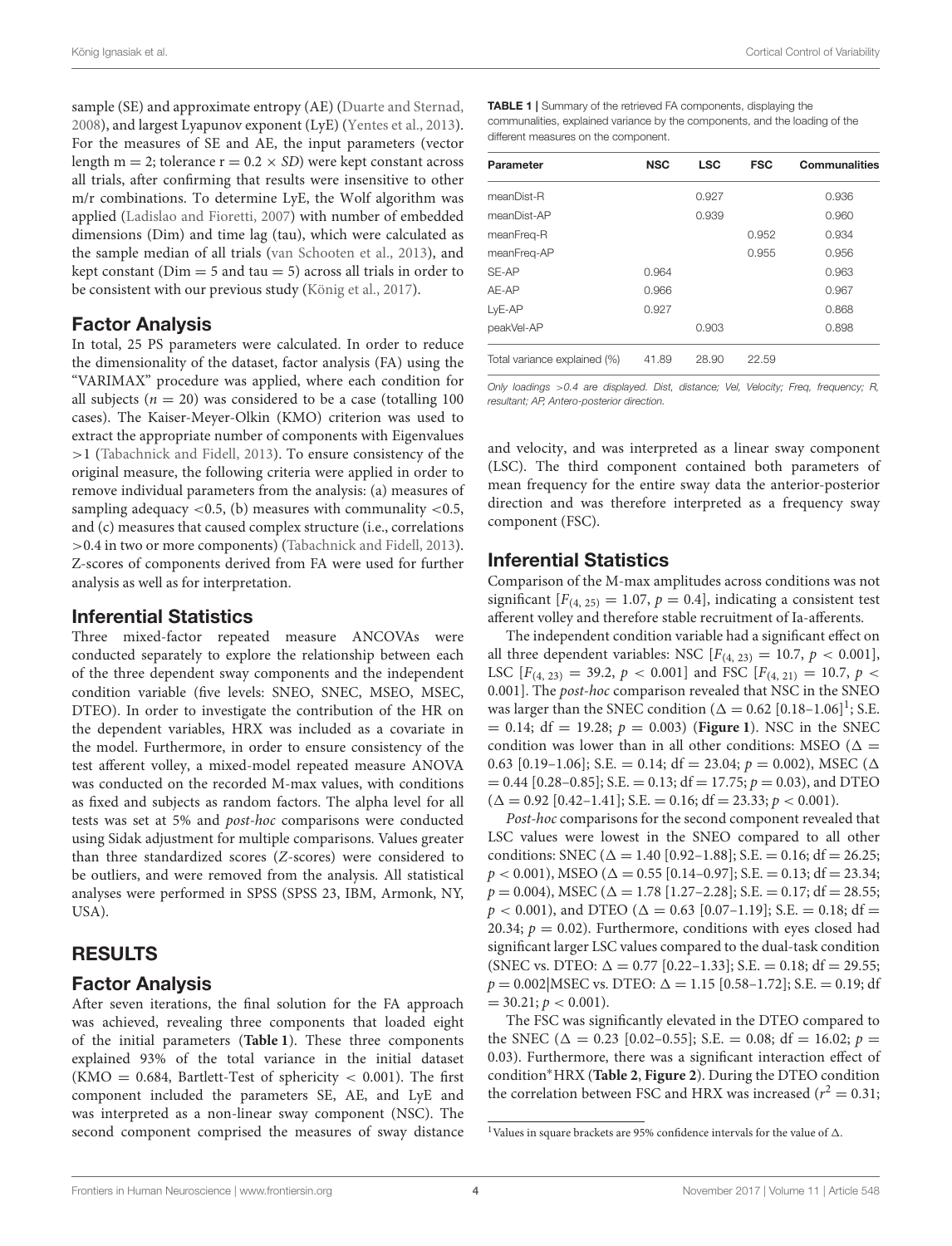sample (SE) and approximate entropy (AE) (Duarte and Sternad, 2008), and largest Lyapunov exponent (LyE) (Yentes et al., 2013). For the measures of SE and AE, the input parameters (vector length m = 2; tolerance r = 0.2 × *SD*) were kept constant across all trials, after confirming that results were insensitive to other m/r combinations. To determine LyE, the Wolf algorithm was applied (Ladislao and Fioretti, 2007) with number of embedded dimensions (Dim) and time lag (tau), which were calculated as the sample median of all trials (van Schooten et al., 2013), and kept constant (Dim = 5 and tau = 5) across all trials in order to be consistent with our previous study (König et al., 2017).

## Factor Analysis

In total, 25 PS parameters were calculated. In order to reduce the dimensionality of the dataset, factor analysis (FA) using the "VARIMAX" procedure was applied, where each condition for all subjects ($n = 20$) was considered to be a case (totalling 100 cases). The Kaiser-Meyer-Olkin (KMO) criterion was used to extract the appropriate number of components with Eigenvalues >1 (Tabachnick and Fidell, 2013). To ensure consistency of the original measure, the following criteria were applied in order to remove individual parameters from the analysis: (a) measures of sampling adequacy <0.5, (b) measures with communality <0.5, and (c) measures that caused complex structure (i.e., correlations >0.4 in two or more components) (Tabachnick and Fidell, 2013). Z-scores of components derived from FA were used for further analysis as well as for interpretation.

## Inferential Statistics

Three mixed-factor repeated measure ANCOVAs were conducted separately to explore the relationship between each of the three dependent sway components and the independent condition variable (five levels: SNEO, SNEC, MSEO, MSEC, DTEO). In order to investigate the contribution of the HR on the dependent variables, HRX was included as a covariate in the model. Furthermore, in order to ensure consistency of the test afferent volley, a mixed-model repeated measure ANOVA was conducted on the recorded M-max values, with conditions as fixed and subjects as random factors. The alpha level for all tests was set at 5% and *post-hoc* comparisons were conducted using Sidak adjustment for multiple comparisons. Values greater than three standardized scores (*Z*-scores) were considered to be outliers, and were removed from the analysis. All statistical analyses were performed in SPSS (SPSS 23, IBM, Armonk, NY, USA).

# RESULTS

## Factor Analysis

After seven iterations, the final solution for the FA approach was achieved, revealing three components that loaded eight of the initial parameters (**Table 1**). These three components explained 93% of the total variance in the initial dataset (KMO = 0.684, Bartlett-Test of sphericity < 0.001). The first component included the parameters SE, AE, and LyE and was interpreted as a non-linear sway component (NSC). The second component comprised the measures of sway distance and velocity, and was interpreted as a linear sway component (LSC). The third component contained both parameters of mean frequency for the entire sway data the anterior-posterior direction and was therefore interpreted as a frequency sway component (FSC).

**TABLE 1** | Summary of the retrieved FA components, displaying the communalities, explained variance by the components, and the loading of the different measures on the component.

| Parameter | NSC | LSC | FSC | Communalities |
|---|---|---|---|---|
| meanDist-R | | 0.927 | | 0.936 |
| meanDist-AP | | 0.939 | | 0.960 |
| meanFreq-R | | | 0.952 | 0.934 |
| meanFreq-AP | | | 0.955 | 0.956 |
| SE-AP | 0.964 | | | 0.963 |
| AE-AP | 0.966 | | | 0.967 |
| LyE-AP | 0.927 | | | 0.868 |
| peakVel-AP | | 0.903 | | 0.898 |
| Total variance explained (%) | 41.89 | 28.90 | 22.59 | |

*Only loadings >0.4 are displayed. Dist, distance; Vel, Velocity; Freq, frequency; R, resultant; AP, Antero-posterior direction.*

## Inferential Statistics

Comparison of the M-max amplitudes across conditions was not significant [$F_{(4, 25)} = 1.07$, $p = 0.4$], indicating a consistent test afferent volley and therefore stable recruitment of Ia-afferents.

The independent condition variable had a significant effect on all three dependent variables: NSC [$F_{(4, 23)} = 10.7$, $p < 0.001$], LSC [$F_{(4, 23)} = 39.2$, $p < 0.001$] and FSC [$F_{(4, 21)} = 10.7$, $p < 0.001$]. The *post-hoc* comparison revealed that NSC in the SNEO was larger than the SNEC condition ($\Delta = 0.62$ [0.18–1.06][1]; S.E. = 0.14; df = 19.28; $p = 0.003$) (**Figure 1**). NSC in the SNEC condition was lower than in all other conditions: MSEO ($\Delta = 0.63$ [0.19–1.06]; S.E. = 0.14; df = 23.04; $p = 0.002$), MSEC ($\Delta = 0.44$ [0.28–0.85]; S.E. = 0.13; df = 17.75; $p = 0.03$), and DTEO ($\Delta = 0.92$ [0.42–1.41]; S.E. = 0.16; df = 23.33; $p < 0.001$).

*Post-hoc* comparisons for the second component revealed that LSC values were lowest in the SNEO compared to all other conditions: SNEC ($\Delta = 1.40$ [0.92–1.88]; S.E. = 0.16; df = 26.25; $p < 0.001$), MSEO ($\Delta = 0.55$ [0.14–0.97]; S.E. = 0.13; df = 23.34; $p = 0.004$), MSEC ($\Delta = 1.78$ [1.27–2.28]; S.E. = 0.17; df = 28.55; $p < 0.001$), and DTEO ($\Delta = 0.63$ [0.07–1.19]; S.E. = 0.18; df = 20.34; $p = 0.02$). Furthermore, conditions with eyes closed had significant larger LSC values compared to the dual-task condition (SNEC vs. DTEO: $\Delta = 0.77$ [0.22–1.33]; S.E. = 0.18; df = 29.55; $p = 0.002$|MSEC vs. DTEO: $\Delta = 1.15$ [0.58–1.72]; S.E. = 0.19; df = 30.21; $p < 0.001$).

The FSC was significantly elevated in the DTEO compared to the SNEC ($\Delta = 0.23$ [0.02–0.55]; S.E. = 0.08; df = 16.02; $p = 0.03$). Furthermore, there was a significant interaction effect of condition*HRX (**Table 2**, **Figure 2**). During the DTEO condition the correlation between FSC and HRX was increased ($r^2 = 0.31$;

[1] Values in square brackets are 95% confidence intervals for the value of Δ.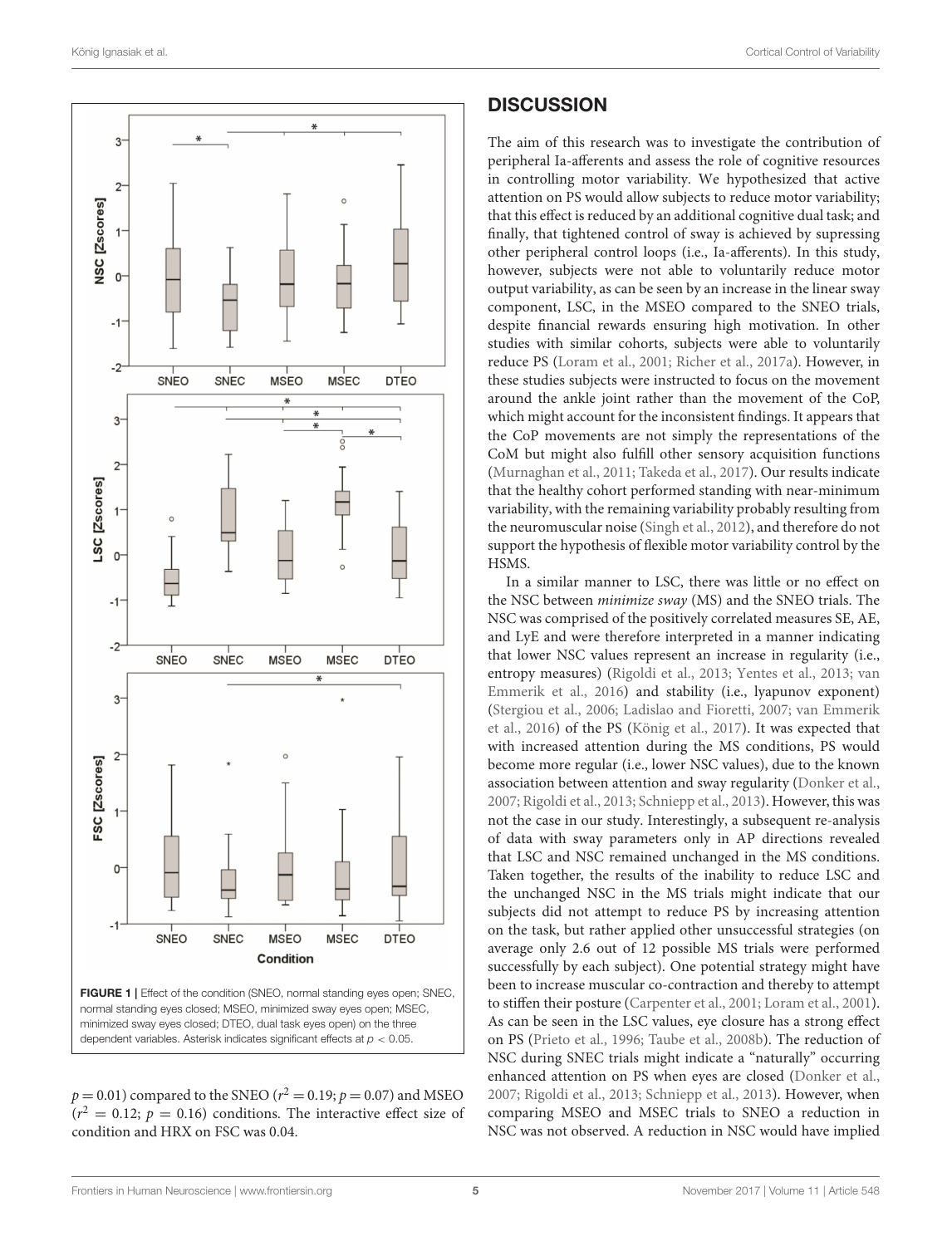FIGURE 1 | Effect of the condition (SNEO, normal standing eyes open; SNEC, normal standing eyes closed; MSEO, minimized sway eyes open; MSEC, minimized sway eyes closed; DTEO, dual task eyes open) on the three dependent variables. Asterisk indicates significant effects at $p < 0.05$.

$p = 0.01$) compared to the SNEO ($r^2 = 0.19$; $p = 0.07$) and MSEO ($r^2 = 0.12$; $p = 0.16$) conditions. The interactive effect size of condition and HRX on FSC was 0.04.

## DISCUSSION

The aim of this research was to investigate the contribution of peripheral Ia-afferents and assess the role of cognitive resources in controlling motor variability. We hypothesized that active attention on PS would allow subjects to reduce motor variability; that this effect is reduced by an additional cognitive dual task; and finally, that tightened control of sway is achieved by supressing other peripheral control loops (i.e., Ia-afferents). In this study, however, subjects were not able to voluntarily reduce motor output variability, as can be seen by an increase in the linear sway component, LSC, in the MSEO compared to the SNEO trials, despite financial rewards ensuring high motivation. In other studies with similar cohorts, subjects were able to voluntarily reduce PS (Loram et al., 2001; Richer et al., 2017a). However, in these studies subjects were instructed to focus on the movement around the ankle joint rather than the movement of the CoP, which might account for the inconsistent findings. It appears that the CoP movements are not simply the representations of the CoM but might also fulfill other sensory acquisition functions (Murnaghan et al., 2011; Takeda et al., 2017). Our results indicate that the healthy cohort performed standing with near-minimum variability, with the remaining variability probably resulting from the neuromuscular noise (Singh et al., 2012), and therefore do not support the hypothesis of flexible motor variability control by the HSMS.

In a similar manner to LSC, there was little or no effect on the NSC between *minimize sway* (MS) and the SNEO trials. The NSC was comprised of the positively correlated measures SE, AE, and LyE and were therefore interpreted in a manner indicating that lower NSC values represent an increase in regularity (i.e., entropy measures) (Rigoldi et al., 2013; Yentes et al., 2013; van Emmerik et al., 2016) and stability (i.e., lyapunov exponent) (Stergiou et al., 2006; Ladislao and Fioretti, 2007; van Emmerik et al., 2016) of the PS (König et al., 2017). It was expected that with increased attention during the MS conditions, PS would become more regular (i.e., lower NSC values), due to the known association between attention and sway regularity (Donker et al., 2007; Rigoldi et al., 2013; Schniepp et al., 2013). However, this was not the case in our study. Interestingly, a subsequent re-analysis of data with sway parameters only in AP directions revealed that LSC and NSC remained unchanged in the MS conditions. Taken together, the results of the inability to reduce LSC and the unchanged NSC in the MS trials might indicate that our subjects did not attempt to reduce PS by increasing attention on the task, but rather applied other unsuccessful strategies (on average only 2.6 out of 12 possible MS trials were performed successfully by each subject). One potential strategy might have been to increase muscular co-contraction and thereby to attempt to stiffen their posture (Carpenter et al., 2001; Loram et al., 2001). As can be seen in the LSC values, eye closure has a strong effect on PS (Prieto et al., 1996; Taube et al., 2008b). The reduction of NSC during SNEC trials might indicate a "naturally" occurring enhanced attention on PS when eyes are closed (Donker et al., 2007; Rigoldi et al., 2013; Schniepp et al., 2013). However, when comparing MSEO and MSEC trials to SNEO a reduction in NSC was not observed. A reduction in NSC would have implied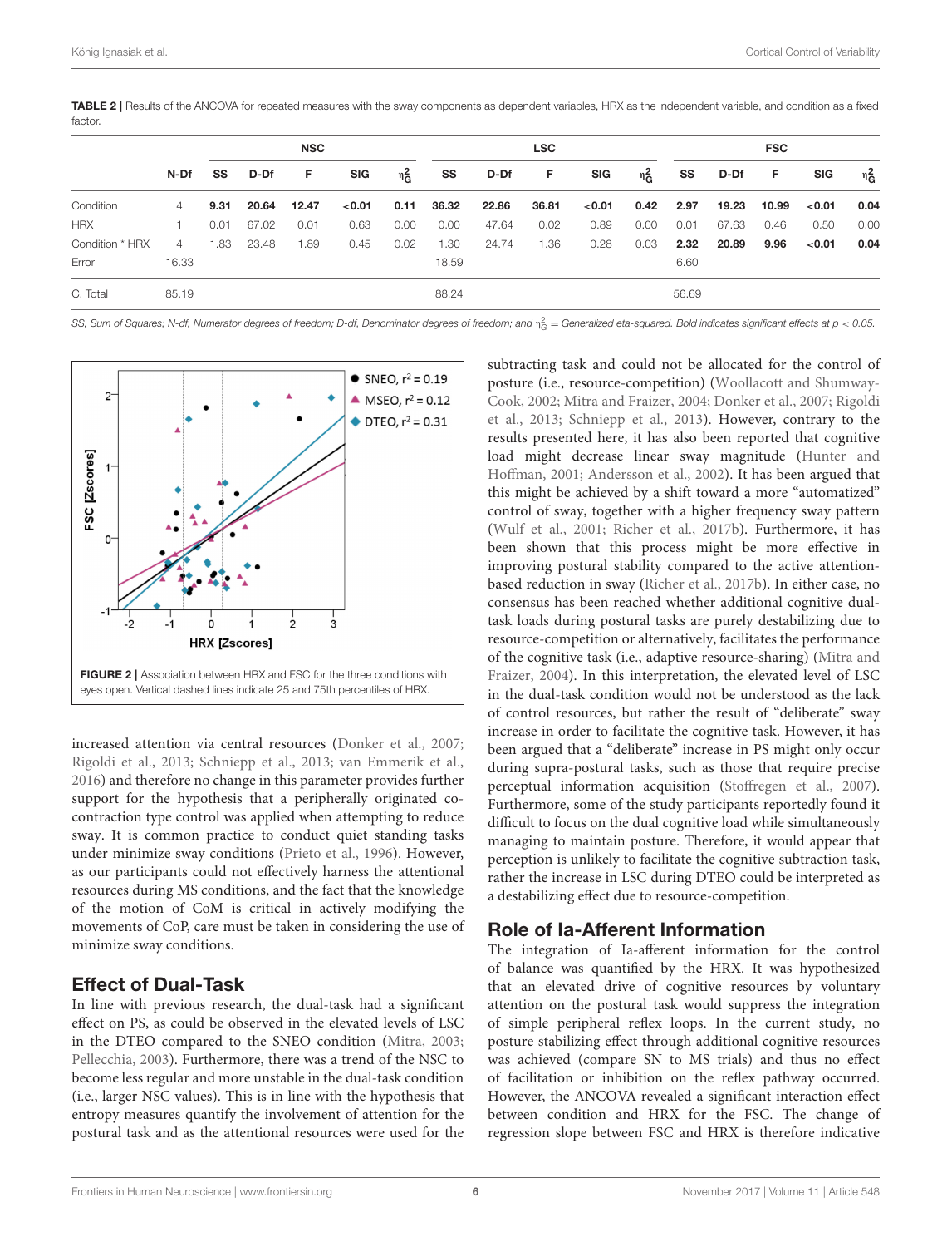**TABLE 2 |** Results of the ANCOVA for repeated measures with the sway components as dependent variables, HRX as the independent variable, and condition as a fixed factor.

| | | NSC | | | | | LSC | | | | | FSC | | | | |
|---|---|---|---|---|---|---|---|---|---|---|---|---|---|---|---|---|
| | N-Df | SS | D-Df | F | SIG | $\eta^2_G$ | SS | D-Df | F | SIG | $\eta^2_G$ | SS | D-Df | F | SIG | $\eta^2_G$ |
| Condition | 4 | **9.31** | **20.64** | **12.47** | **<0.01** | **0.11** | **36.32** | **22.86** | **36.81** | **<0.01** | **0.42** | **2.97** | **19.23** | **10.99** | **<0.01** | **0.04** |
| HRX | 1 | 0.01 | 67.02 | 0.01 | 0.63 | 0.00 | 0.00 | 47.64 | 0.02 | 0.89 | 0.00 | 0.01 | 67.63 | 0.46 | 0.50 | 0.00 |
| Condition * HRX | 4 | 1.83 | 23.48 | 1.89 | 0.45 | 0.02 | 1.30 | 24.74 | 1.36 | 0.28 | 0.03 | **2.32** | **20.89** | **9.96** | **<0.01** | **0.04** |
| Error | 16.33 | | | | | | 18.59 | | | | | 6.60 | | | | |
| C. Total | 85.19 | | | | | | 88.24 | | | | | 56.69 | | | | |

*SS, Sum of Squares; N-df, Numerator degrees of freedom; D-df, Denominator degrees of freedom; and* $\eta^2_G$ *= Generalized eta-squared. Bold indicates significant effects at* $p < 0.05$*.*

**FIGURE 2 |** Association between HRX and FSC for the three conditions with eyes open. Vertical dashed lines indicate 25 and 75th percentiles of HRX.

increased attention via central resources (Donker et al., 2007; Rigoldi et al., 2013; Schniepp et al., 2013; van Emmerik et al., 2016) and therefore no change in this parameter provides further support for the hypothesis that a peripherally originated co-contraction type control was applied when attempting to reduce sway. It is common practice to conduct quiet standing tasks under minimize sway conditions (Prieto et al., 1996). However, as our participants could not effectively harness the attentional resources during MS conditions, and the fact that the knowledge of the motion of CoM is critical in actively modifying the movements of CoP, care must be taken in considering the use of minimize sway conditions.

## Effect of Dual-Task

In line with previous research, the dual-task had a significant effect on PS, as could be observed in the elevated levels of LSC in the DTEO compared to the SNEO condition (Mitra, 2003; Pellecchia, 2003). Furthermore, there was a trend of the NSC to become less regular and more unstable in the dual-task condition (i.e., larger NSC values). This is in line with the hypothesis that entropy measures quantify the involvement of attention for the postural task and as the attentional resources were used for the subtracting task and could not be allocated for the control of posture (i.e., resource-competition) (Woollacott and Shumway-Cook, 2002; Mitra and Fraizer, 2004; Donker et al., 2007; Rigoldi et al., 2013; Schniepp et al., 2013). However, contrary to the results presented here, it has also been reported that cognitive load might decrease linear sway magnitude (Hunter and Hoffman, 2001; Andersson et al., 2002). It has been argued that this might be achieved by a shift toward a more "automatized" control of sway, together with a higher frequency sway pattern (Wulf et al., 2001; Richer et al., 2017b). Furthermore, it has been shown that this process might be more effective in improving postural stability compared to the active attention-based reduction in sway (Richer et al., 2017b). In either case, no consensus has been reached whether additional cognitive dual-task loads during postural tasks are purely destabilizing due to resource-competition or alternatively, facilitates the performance of the cognitive task (i.e., adaptive resource-sharing) (Mitra and Fraizer, 2004). In this interpretation, the elevated level of LSC in the dual-task condition would not be understood as the lack of control resources, but rather the result of "deliberate" sway increase in order to facilitate the cognitive task. However, it has been argued that a "deliberate" increase in PS might only occur during supra-postural tasks, such as those that require precise perceptual information acquisition (Stoffregen et al., 2007). Furthermore, some of the study participants reportedly found it difficult to focus on the dual cognitive load while simultaneously managing to maintain posture. Therefore, it would appear that perception is unlikely to facilitate the cognitive subtraction task, rather the increase in LSC during DTEO could be interpreted as a destabilizing effect due to resource-competition.

## Role of Ia-Afferent Information

The integration of Ia-afferent information for the control of balance was quantified by the HRX. It was hypothesized that an elevated drive of cognitive resources by voluntary attention on the postural task would suppress the integration of simple peripheral reflex loops. In the current study, no posture stabilizing effect through additional cognitive resources was achieved (compare SN to MS trials) and thus no effect of facilitation or inhibition on the reflex pathway occurred. However, the ANCOVA revealed a significant interaction effect between condition and HRX for the FSC. The change of regression slope between FSC and HRX is therefore indicative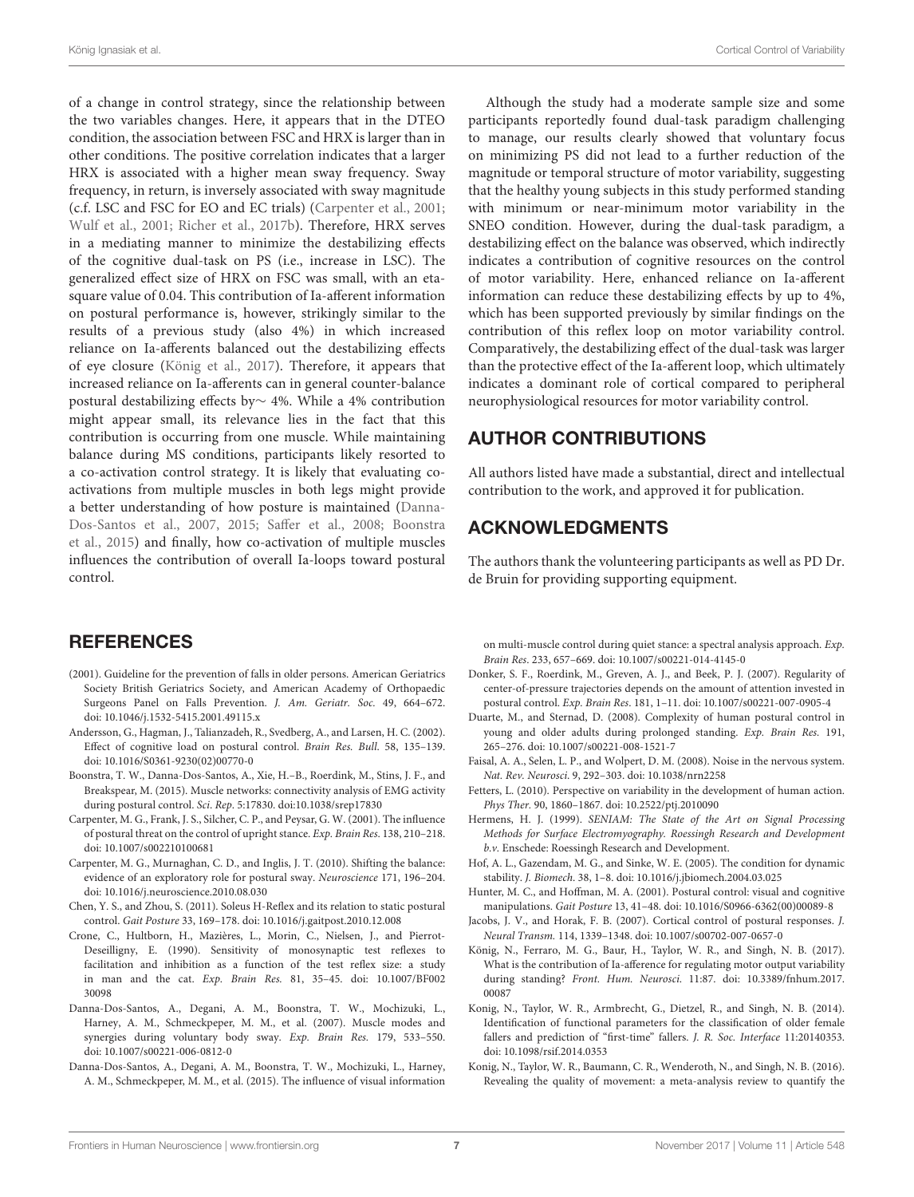of a change in control strategy, since the relationship between the two variables changes. Here, it appears that in the DTEO condition, the association between FSC and HRX is larger than in other conditions. The positive correlation indicates that a larger HRX is associated with a higher mean sway frequency. Sway frequency, in return, is inversely associated with sway magnitude (c.f. LSC and FSC for EO and EC trials) (Carpenter et al., 2001; Wulf et al., 2001; Richer et al., 2017b). Therefore, HRX serves in a mediating manner to minimize the destabilizing effects of the cognitive dual-task on PS (i.e., increase in LSC). The generalized effect size of HRX on FSC was small, with an eta-square value of 0.04. This contribution of Ia-afferent information on postural performance is, however, strikingly similar to the results of a previous study (also 4%) in which increased reliance on Ia-afferents balanced out the destabilizing effects of eye closure (König et al., 2017). Therefore, it appears that increased reliance on Ia-afferents can in general counter-balance postural destabilizing effects by ~ 4%. While a 4% contribution might appear small, its relevance lies in the fact that this contribution is occurring from one muscle. While maintaining balance during MS conditions, participants likely resorted to a co-activation control strategy. It is likely that evaluating co-activations from multiple muscles in both legs might provide a better understanding of how posture is maintained (Danna-Dos-Santos et al., 2007, 2015; Saffer et al., 2008; Boonstra et al., 2015) and finally, how co-activation of multiple muscles influences the contribution of overall Ia-loops toward postural control.

Although the study had a moderate sample size and some participants reportedly found dual-task paradigm challenging to manage, our results clearly showed that voluntary focus on minimizing PS did not lead to a further reduction of the magnitude or temporal structure of motor variability, suggesting that the healthy young subjects in this study performed standing with minimum or near-minimum motor variability in the SNEO condition. However, during the dual-task paradigm, a destabilizing effect on the balance was observed, which indirectly indicates a contribution of cognitive resources on the control of motor variability. Here, enhanced reliance on Ia-afferent information can reduce these destabilizing effects by up to 4%, which has been supported previously by similar findings on the contribution of this reflex loop on motor variability control. Comparatively, the destabilizing effect of the dual-task was larger than the protective effect of the Ia-afferent loop, which ultimately indicates a dominant role of cortical compared to peripheral neurophysiological resources for motor variability control.

## AUTHOR CONTRIBUTIONS

All authors listed have made a substantial, direct and intellectual contribution to the work, and approved it for publication.

## ACKNOWLEDGMENTS

The authors thank the volunteering participants as well as PD Dr. de Bruin for providing supporting equipment.

## REFERENCES

(2001). Guideline for the prevention of falls in older persons. American Geriatrics Society British Geriatrics Society, and American Academy of Orthopaedic Surgeons Panel on Falls Prevention. *J. Am. Geriatr. Soc.* 49, 664–672. doi: 10.1046/j.1532-5415.2001.49115.x

Andersson, G., Hagman, J., Talianzadeh, R., Svedberg, A., and Larsen, H. C. (2002). Effect of cognitive load on postural control. *Brain Res. Bull*. 58, 135–139. doi: 10.1016/S0361-9230(02)00770-0

Boonstra, T. W., Danna-Dos-Santos, A., Xie, H.–B., Roerdink, M., Stins, J. F., and Breakspear, M. (2015). Muscle networks: connectivity analysis of EMG activity during postural control. *Sci. Rep*. 5:17830. doi:10.1038/srep17830

Carpenter, M. G., Frank, J. S., Silcher, C. P., and Peysar, G. W. (2001). The influence of postural threat on the control of upright stance. *Exp. Brain Res*. 138, 210–218. doi: 10.1007/s002210100681

Carpenter, M. G., Murnaghan, C. D., and Inglis, J. T. (2010). Shifting the balance: evidence of an exploratory role for postural sway. *Neuroscience* 171, 196–204. doi: 10.1016/j.neuroscience.2010.08.030

Chen, Y. S., and Zhou, S. (2011). Soleus H-Reflex and its relation to static postural control. *Gait Posture* 33, 169–178. doi: 10.1016/j.gaitpost.2010.12.008

Crone, C., Hultborn, H., Mazières, L., Morin, C., Nielsen, J., and Pierrot-Deseilligny, E. (1990). Sensitivity of monosynaptic test reflexes to facilitation and inhibition as a function of the test reflex size: a study in man and the cat. *Exp. Brain Res.* 81, 35–45. doi: 10.1007/BF00230098

Danna-Dos-Santos, A., Degani, A. M., Boonstra, T. W., Mochizuki, L., Harney, A. M., Schmeckpeper, M. M., et al. (2007). Muscle modes and synergies during voluntary body sway. *Exp. Brain Res.* 179, 533–550. doi: 10.1007/s00221-006-0812-0

Danna-Dos-Santos, A., Degani, A. M., Boonstra, T. W., Mochizuki, L., Harney, A. M., Schmeckpeper, M. M., et al. (2015). The influence of visual information on multi-muscle control during quiet stance: a spectral analysis approach. *Exp. Brain Res*. 233, 657–669. doi: 10.1007/s00221-014-4145-0

Donker, S. F., Roerdink, M., Greven, A. J., and Beek, P. J. (2007). Regularity of center-of-pressure trajectories depends on the amount of attention invested in postural control. *Exp. Brain Res*. 181, 1–11. doi: 10.1007/s00221-007-0905-4

Duarte, M., and Sternad, D. (2008). Complexity of human postural control in young and older adults during prolonged standing. *Exp. Brain Res*. 191, 265–276. doi: 10.1007/s00221-008-1521-7

Faisal, A. A., Selen, L. P., and Wolpert, D. M. (2008). Noise in the nervous system. *Nat. Rev. Neurosci*. 9, 292–303. doi: 10.1038/nrn2258

Fetters, L. (2010). Perspective on variability in the development of human action. *Phys Ther.* 90, 1860–1867. doi: 10.2522/ptj.2010090

Hermens, H. J. (1999). *SENIAM: The State of the Art on Signal Processing Methods for Surface Electromyography. Roessingh Research and Development b.v.* Enschede: Roessingh Research and Development.

Hof, A. L., Gazendam, M. G., and Sinke, W. E. (2005). The condition for dynamic stability. *J. Biomech*. 38, 1–8. doi: 10.1016/j.jbiomech.2004.03.025

Hunter, M. C., and Hoffman, M. A. (2001). Postural control: visual and cognitive manipulations. *Gait Posture* 13, 41–48. doi: 10.1016/S0966-6362(00)00089-8

Jacobs, J. V., and Horak, F. B. (2007). Cortical control of postural responses. *J. Neural Transm.* 114, 1339–1348. doi: 10.1007/s00702-007-0657-0

König, N., Ferraro, M. G., Baur, H., Taylor, W. R., and Singh, N. B. (2017). What is the contribution of Ia-afference for regulating motor output variability during standing? *Front. Hum. Neurosci.* 11:87. doi: 10.3389/fnhum.2017.00087

Konig, N., Taylor, W. R., Armbrecht, G., Dietzel, R., and Singh, N. B. (2014). Identification of functional parameters for the classification of older female fallers and prediction of "first-time" fallers. *J. R. Soc. Interface* 11:20140353. doi: 10.1098/rsif.2014.0353

Konig, N., Taylor, W. R., Baumann, C. R., Wenderoth, N., and Singh, N. B. (2016). Revealing the quality of movement: a meta-analysis review to quantify the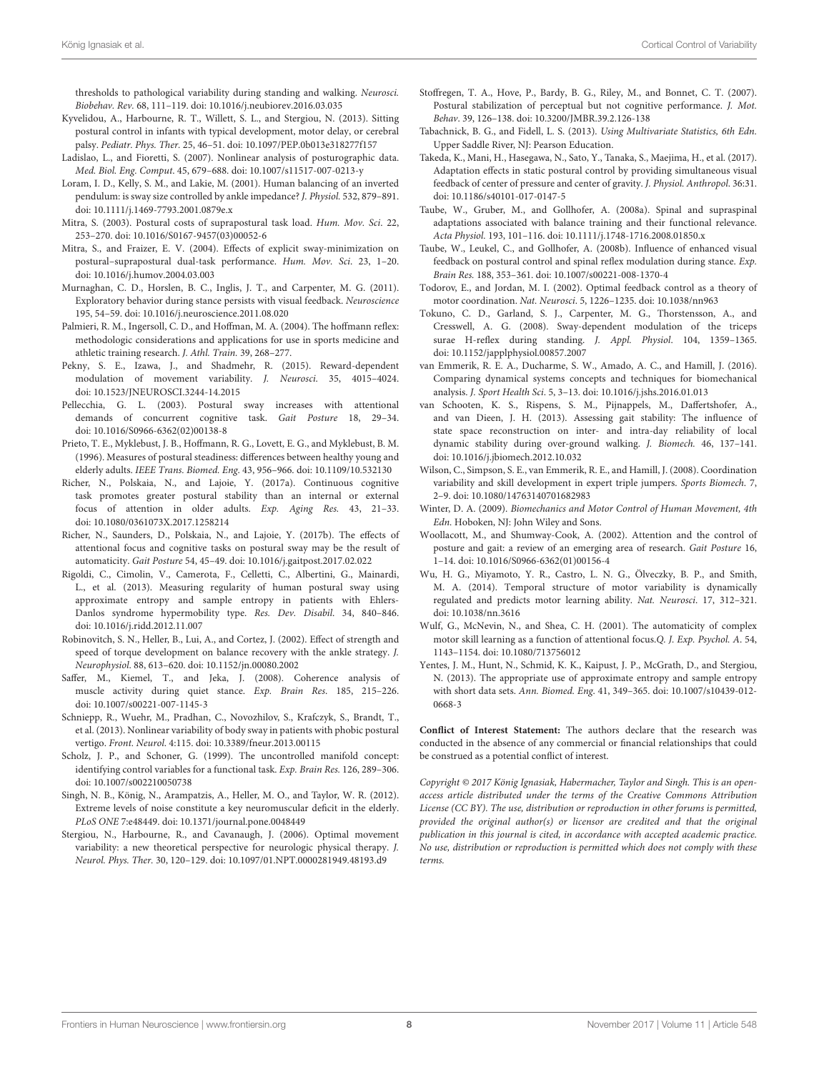thresholds to pathological variability during standing and walking. *Neurosci. Biobehav. Rev*. 68, 111–119. doi: 10.1016/j.neubiorev.2016.03.035

Kyvelidou, A., Harbourne, R. T., Willett, S. L., and Stergiou, N. (2013). Sitting postural control in infants with typical development, motor delay, or cerebral palsy. *Pediatr. Phys. Ther*. 25, 46–51. doi: 10.1097/PEP.0b013e318277f157

Ladislao, L., and Fioretti, S. (2007). Nonlinear analysis of posturographic data. *Med. Biol. Eng. Comput*. 45, 679–688. doi: 10.1007/s11517-007-0213-y

Loram, I. D., Kelly, S. M., and Lakie, M. (2001). Human balancing of an inverted pendulum: is sway size controlled by ankle impedance? *J. Physiol.* 532, 879–891. doi: 10.1111/j.1469-7793.2001.0879e.x

Mitra, S. (2003). Postural costs of suprapostural task load. *Hum. Mov. Sci*. 22, 253–270. doi: 10.1016/S0167-9457(03)00052-6

Mitra, S., and Fraizer, E. V. (2004). Effects of explicit sway-minimization on postural–suprapostural dual-task performance. *Hum. Mov. Sci*. 23, 1–20. doi: 10.1016/j.humov.2004.03.003

Murnaghan, C. D., Horslen, B. C., Inglis, J. T., and Carpenter, M. G. (2011). Exploratory behavior during stance persists with visual feedback. *Neuroscience* 195, 54–59. doi: 10.1016/j.neuroscience.2011.08.020

Palmieri, R. M., Ingersoll, C. D., and Hoffman, M. A. (2004). The hoffmann reflex: methodologic considerations and applications for use in sports medicine and athletic training research. *J. Athl. Train*. 39, 268–277.

Pekny, S. E., Izawa, J., and Shadmehr, R. (2015). Reward-dependent modulation of movement variability. *J. Neurosci*. 35, 4015–4024. doi: 10.1523/JNEUROSCI.3244-14.2015

Pellecchia, G. L. (2003). Postural sway increases with attentional demands of concurrent cognitive task. *Gait Posture* 18, 29–34. doi: 10.1016/S0966-6362(02)00138-8

Prieto, T. E., Myklebust, J. B., Hoffmann, R. G., Lovett, E. G., and Myklebust, B. M. (1996). Measures of postural steadiness: differences between healthy young and elderly adults. *IEEE Trans. Biomed. Eng*. 43, 956–966. doi: 10.1109/10.532130

Richer, N., Polskaia, N., and Lajoie, Y. (2017a). Continuous cognitive task promotes greater postural stability than an internal or external focus of attention in older adults. *Exp. Aging Res*. 43, 21–33. doi: 10.1080/0361073X.2017.1258214

Richer, N., Saunders, D., Polskaia, N., and Lajoie, Y. (2017b). The effects of attentional focus and cognitive tasks on postural sway may be the result of automaticity. *Gait Posture* 54, 45–49. doi: 10.1016/j.gaitpost.2017.02.022

Rigoldi, C., Cimolin, V., Camerota, F., Celletti, C., Albertini, G., Mainardi, L., et al. (2013). Measuring regularity of human postural sway using approximate entropy and sample entropy in patients with Ehlers-Danlos syndrome hypermobility type. *Res. Dev. Disabil*. 34, 840–846. doi: 10.1016/j.ridd.2012.11.007

Robinovitch, S. N., Heller, B., Lui, A., and Cortez, J. (2002). Effect of strength and speed of torque development on balance recovery with the ankle strategy. *J. Neurophysiol*. 88, 613–620. doi: 10.1152/jn.00080.2002

Saffer, M., Kiemel, T., and Jeka, J. (2008). Coherence analysis of muscle activity during quiet stance. *Exp. Brain Res*. 185, 215–226. doi: 10.1007/s00221-007-1145-3

Schniepp, R., Wuehr, M., Pradhan, C., Novozhilov, S., Krafczyk, S., Brandt, T., et al. (2013). Nonlinear variability of body sway in patients with phobic postural vertigo. *Front. Neurol*. 4:115. doi: 10.3389/fneur.2013.00115

Scholz, J. P., and Schoner, G. (1999). The uncontrolled manifold concept: identifying control variables for a functional task. *Exp. Brain Res*. 126, 289–306. doi: 10.1007/s002210050738

Singh, N. B., König, N., Arampatzis, A., Heller, M. O., and Taylor, W. R. (2012). Extreme levels of noise constitute a key neuromuscular deficit in the elderly. *PLoS ONE* 7:e48449. doi: 10.1371/journal.pone.0048449

Stergiou, N., Harbourne, R., and Cavanaugh, J. (2006). Optimal movement variability: a new theoretical perspective for neurologic physical therapy. *J. Neurol. Phys. Ther*. 30, 120–129. doi: 10.1097/01.NPT.0000281949.48193.d9

Stoffregen, T. A., Hove, P., Bardy, B. G., Riley, M., and Bonnet, C. T. (2007). Postural stabilization of perceptual but not cognitive performance. *J. Mot. Behav*. 39, 126–138. doi: 10.3200/JMBR.39.2.126-138

Tabachnick, B. G., and Fidell, L. S. (2013). *Using Multivariate Statistics, 6th Edn*. Upper Saddle River, NJ: Pearson Education.

Takeda, K., Mani, H., Hasegawa, N., Sato, Y., Tanaka, S., Maejima, H., et al. (2017). Adaptation effects in static postural control by providing simultaneous visual feedback of center of pressure and center of gravity. *J. Physiol. Anthropol*. 36:31. doi: 10.1186/s40101-017-0147-5

Taube, W., Gruber, M., and Gollhofer, A. (2008a). Spinal and supraspinal adaptations associated with balance training and their functional relevance. *Acta Physiol*. 193, 101–116. doi: 10.1111/j.1748-1716.2008.01850.x

Taube, W., Leukel, C., and Gollhofer, A. (2008b). Influence of enhanced visual feedback on postural control and spinal reflex modulation during stance. *Exp. Brain Res*. 188, 353–361. doi: 10.1007/s00221-008-1370-4

Todorov, E., and Jordan, M. I. (2002). Optimal feedback control as a theory of motor coordination. *Nat. Neurosci*. 5, 1226–1235. doi: 10.1038/nn963

Tokuno, C. D., Garland, S. J., Carpenter, M. G., Thorstensson, A., and Cresswell, A. G. (2008). Sway-dependent modulation of the triceps surae H-reflex during standing. *J. Appl. Physiol*. 104, 1359–1365. doi: 10.1152/japplphysiol.00857.2007

van Emmerik, R. E. A., Ducharme, S. W., Amado, A. C., and Hamill, J. (2016). Comparing dynamical systems concepts and techniques for biomechanical analysis. *J. Sport Health Sci*. 5, 3–13. doi: 10.1016/j.jshs.2016.01.013

van Schooten, K. S., Rispens, S. M., Pijnappels, M., Daffertshofer, A., and van Dieen, J. H. (2013). Assessing gait stability: The influence of state space reconstruction on inter- and intra-day reliability of local dynamic stability during over-ground walking. *J. Biomech*. 46, 137–141. doi: 10.1016/j.jbiomech.2012.10.032

Wilson, C., Simpson, S. E., van Emmerik, R. E., and Hamill, J. (2008). Coordination variability and skill development in expert triple jumpers. *Sports Biomech*. 7, 2–9. doi: 10.1080/14763140701682983

Winter, D. A. (2009). *Biomechanics and Motor Control of Human Movement, 4th Edn*. Hoboken, NJ: John Wiley and Sons.

Woollacott, M., and Shumway-Cook, A. (2002). Attention and the control of posture and gait: a review of an emerging area of research. *Gait Posture* 16, 1–14. doi: 10.1016/S0966-6362(01)00156-4

Wu, H. G., Miyamoto, Y. R., Castro, L. N. G., Ölveczky, B. P., and Smith, M. A. (2014). Temporal structure of motor variability is dynamically regulated and predicts motor learning ability. *Nat. Neurosci*. 17, 312–321. doi: 10.1038/nn.3616

Wulf, G., McNevin, N., and Shea, C. H. (2001). The automaticity of complex motor skill learning as a function of attentional focus.*Q. J. Exp. Psychol. A*. 54, 1143–1154. doi: 10.1080/713756012

Yentes, J. M., Hunt, N., Schmid, K. K., Kaipust, J. P., McGrath, D., and Stergiou, N. (2013). The appropriate use of approximate entropy and sample entropy with short data sets. *Ann. Biomed. Eng*. 41, 349–365. doi: 10.1007/s10439-012-0668-3

**Conflict of Interest Statement:** The authors declare that the research was conducted in the absence of any commercial or financial relationships that could be construed as a potential conflict of interest.

*Copyright © 2017 König Ignasiak, Habermacher, Taylor and Singh. This is an open-access article distributed under the terms of the Creative Commons Attribution License (CC BY). The use, distribution or reproduction in other forums is permitted, provided the original author(s) or licensor are credited and that the original publication in this journal is cited, in accordance with accepted academic practice. No use, distribution or reproduction is permitted which does not comply with these terms.*